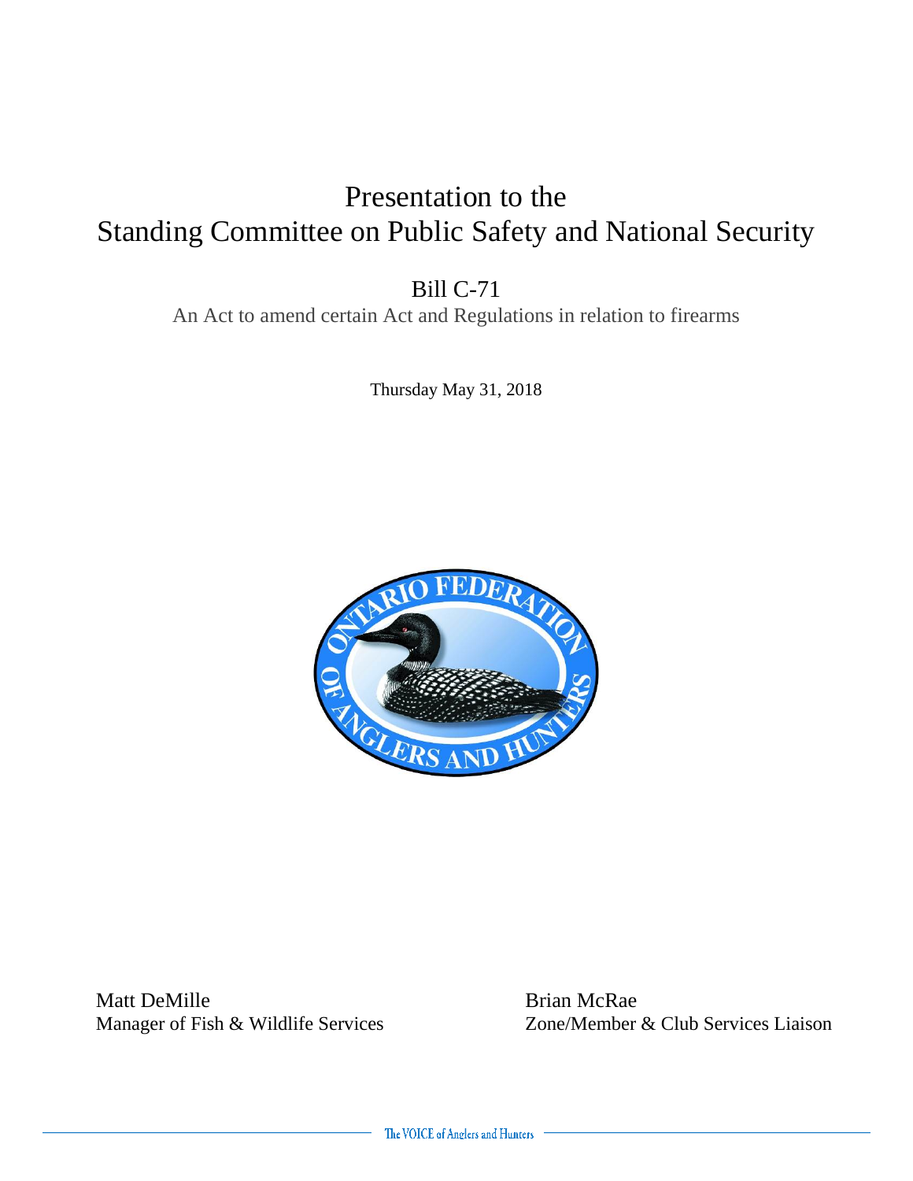# Presentation to the Standing Committee on Public Safety and National Security

## Bill C-71

An Act to amend certain Act and Regulations in relation to firearms

Thursday May 31, 2018

Matt DeMille
Manager of Fish & Wildlife Services

Brian McRae
Zone/Member & Club Services Liaison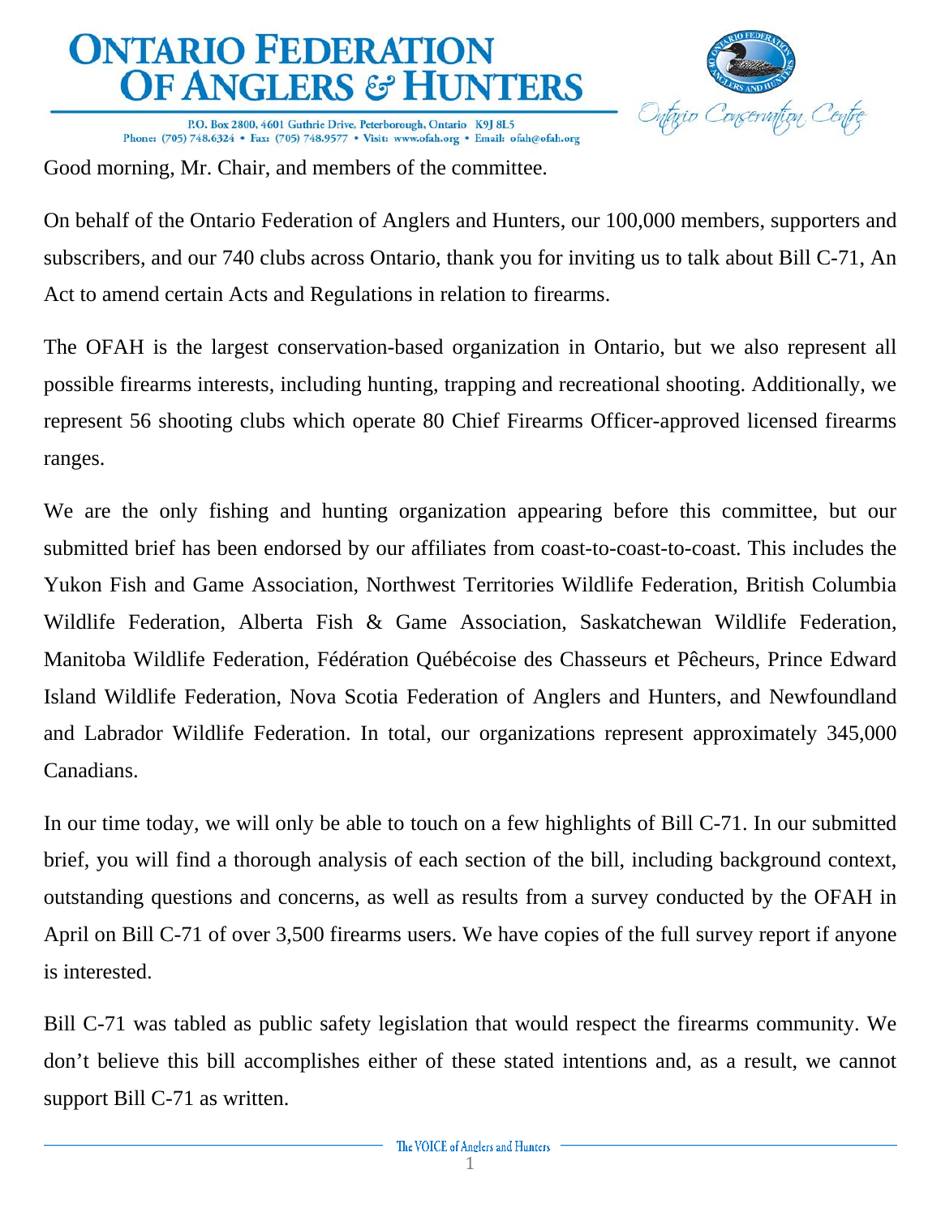Good morning, Mr. Chair, and members of the committee.

On behalf of the Ontario Federation of Anglers and Hunters, our 100,000 members, supporters and subscribers, and our 740 clubs across Ontario, thank you for inviting us to talk about Bill C-71, An Act to amend certain Acts and Regulations in relation to firearms.

The OFAH is the largest conservation-based organization in Ontario, but we also represent all possible firearms interests, including hunting, trapping and recreational shooting. Additionally, we represent 56 shooting clubs which operate 80 Chief Firearms Officer-approved licensed firearms ranges.

We are the only fishing and hunting organization appearing before this committee, but our submitted brief has been endorsed by our affiliates from coast-to-coast-to-coast. This includes the Yukon Fish and Game Association, Northwest Territories Wildlife Federation, British Columbia Wildlife Federation, Alberta Fish & Game Association, Saskatchewan Wildlife Federation, Manitoba Wildlife Federation, Fédération Québécoise des Chasseurs et Pêcheurs, Prince Edward Island Wildlife Federation, Nova Scotia Federation of Anglers and Hunters, and Newfoundland and Labrador Wildlife Federation. In total, our organizations represent approximately 345,000 Canadians.

In our time today, we will only be able to touch on a few highlights of Bill C-71. In our submitted brief, you will find a thorough analysis of each section of the bill, including background context, outstanding questions and concerns, as well as results from a survey conducted by the OFAH in April on Bill C-71 of over 3,500 firearms users. We have copies of the full survey report if anyone is interested.

Bill C-71 was tabled as public safety legislation that would respect the firearms community. We don't believe this bill accomplishes either of these stated intentions and, as a result, we cannot support Bill C-71 as written.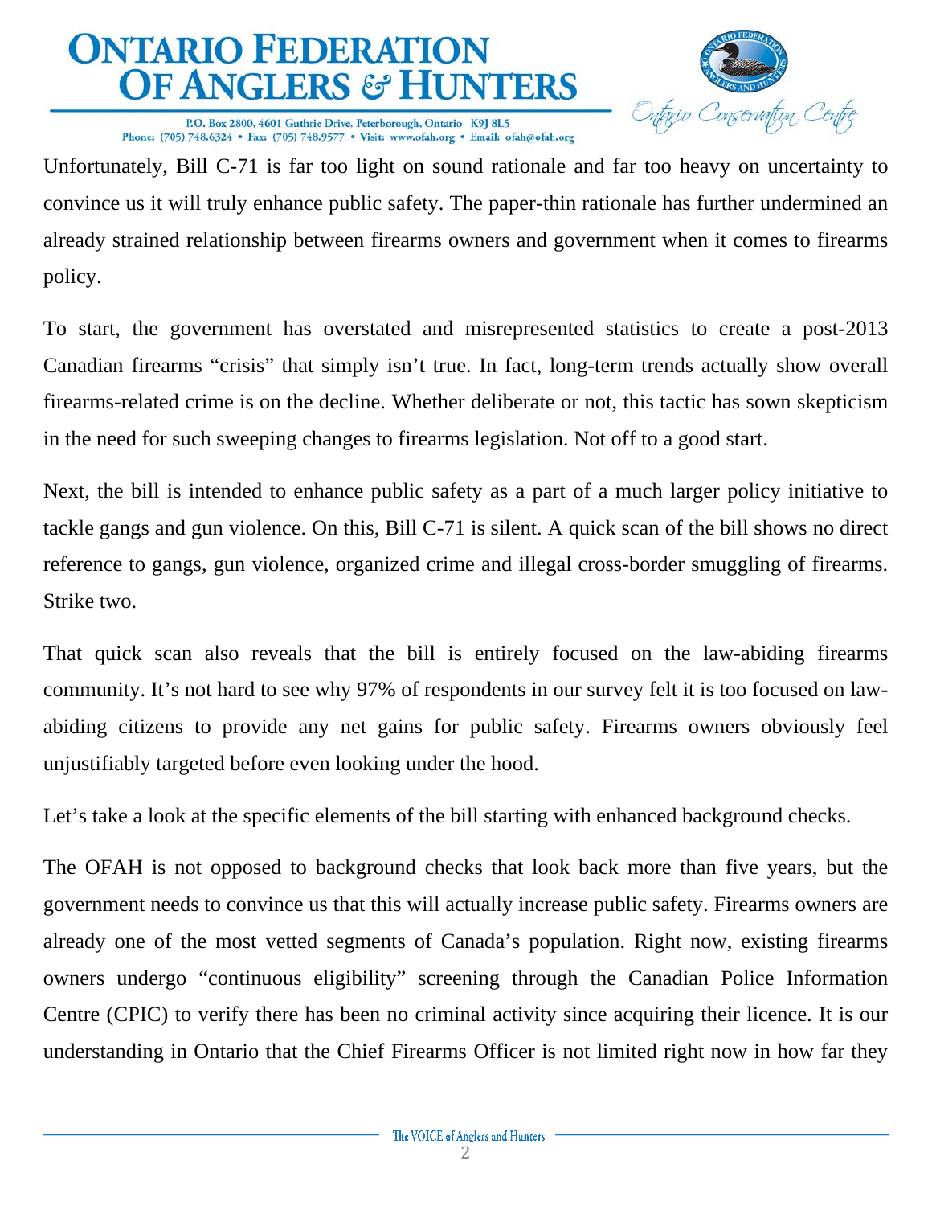Unfortunately, Bill C-71 is far too light on sound rationale and far too heavy on uncertainty to convince us it will truly enhance public safety. The paper-thin rationale has further undermined an already strained relationship between firearms owners and government when it comes to firearms policy.

To start, the government has overstated and misrepresented statistics to create a post-2013 Canadian firearms "crisis" that simply isn't true. In fact, long-term trends actually show overall firearms-related crime is on the decline. Whether deliberate or not, this tactic has sown skepticism in the need for such sweeping changes to firearms legislation. Not off to a good start.

Next, the bill is intended to enhance public safety as a part of a much larger policy initiative to tackle gangs and gun violence. On this, Bill C-71 is silent. A quick scan of the bill shows no direct reference to gangs, gun violence, organized crime and illegal cross-border smuggling of firearms. Strike two.

That quick scan also reveals that the bill is entirely focused on the law-abiding firearms community. It's not hard to see why 97% of respondents in our survey felt it is too focused on law-abiding citizens to provide any net gains for public safety. Firearms owners obviously feel unjustifiably targeted before even looking under the hood.

Let's take a look at the specific elements of the bill starting with enhanced background checks.

The OFAH is not opposed to background checks that look back more than five years, but the government needs to convince us that this will actually increase public safety. Firearms owners are already one of the most vetted segments of Canada's population. Right now, existing firearms owners undergo "continuous eligibility" screening through the Canadian Police Information Centre (CPIC) to verify there has been no criminal activity since acquiring their licence. It is our understanding in Ontario that the Chief Firearms Officer is not limited right now in how far they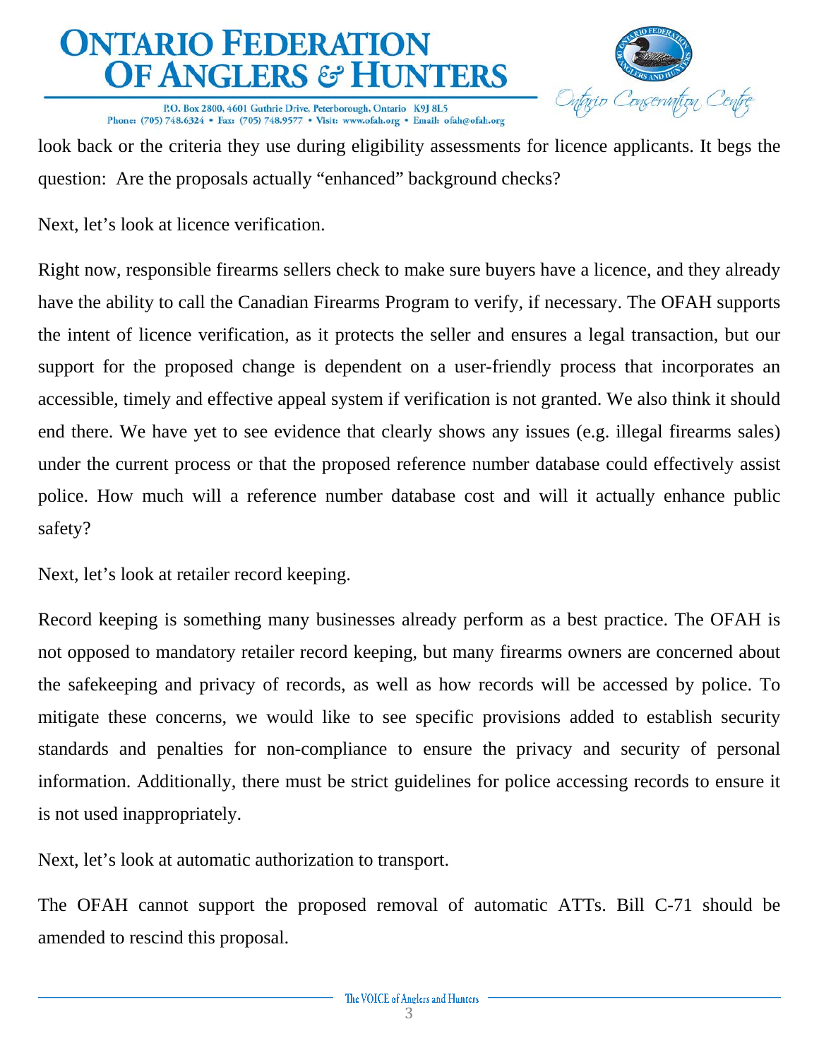look back or the criteria they use during eligibility assessments for licence applicants. It begs the question: Are the proposals actually "enhanced" background checks?

Next, let's look at licence verification.

Right now, responsible firearms sellers check to make sure buyers have a licence, and they already have the ability to call the Canadian Firearms Program to verify, if necessary. The OFAH supports the intent of licence verification, as it protects the seller and ensures a legal transaction, but our support for the proposed change is dependent on a user-friendly process that incorporates an accessible, timely and effective appeal system if verification is not granted. We also think it should end there. We have yet to see evidence that clearly shows any issues (e.g. illegal firearms sales) under the current process or that the proposed reference number database could effectively assist police. How much will a reference number database cost and will it actually enhance public safety?

Next, let's look at retailer record keeping.

Record keeping is something many businesses already perform as a best practice. The OFAH is not opposed to mandatory retailer record keeping, but many firearms owners are concerned about the safekeeping and privacy of records, as well as how records will be accessed by police. To mitigate these concerns, we would like to see specific provisions added to establish security standards and penalties for non-compliance to ensure the privacy and security of personal information. Additionally, there must be strict guidelines for police accessing records to ensure it is not used inappropriately.

Next, let's look at automatic authorization to transport.

The OFAH cannot support the proposed removal of automatic ATTs. Bill C-71 should be amended to rescind this proposal.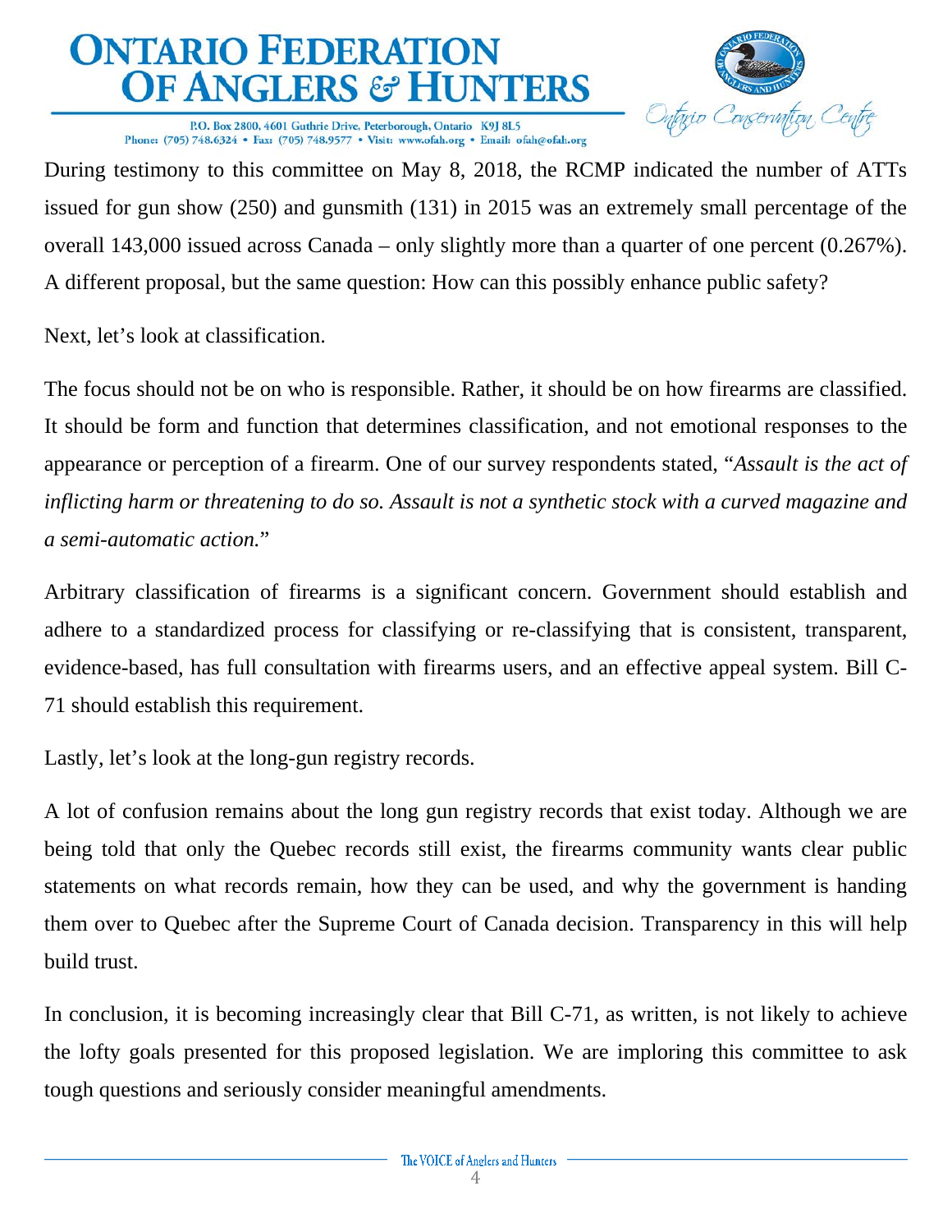During testimony to this committee on May 8, 2018, the RCMP indicated the number of ATTs issued for gun show (250) and gunsmith (131) in 2015 was an extremely small percentage of the overall 143,000 issued across Canada – only slightly more than a quarter of one percent (0.267%). A different proposal, but the same question: How can this possibly enhance public safety?

Next, let's look at classification.

The focus should not be on who is responsible. Rather, it should be on how firearms are classified. It should be form and function that determines classification, and not emotional responses to the appearance or perception of a firearm. One of our survey respondents stated, "*Assault is the act of inflicting harm or threatening to do so. Assault is not a synthetic stock with a curved magazine and a semi-automatic action.*"

Arbitrary classification of firearms is a significant concern. Government should establish and adhere to a standardized process for classifying or re-classifying that is consistent, transparent, evidence-based, has full consultation with firearms users, and an effective appeal system. Bill C-71 should establish this requirement.

Lastly, let's look at the long-gun registry records.

A lot of confusion remains about the long gun registry records that exist today. Although we are being told that only the Quebec records still exist, the firearms community wants clear public statements on what records remain, how they can be used, and why the government is handing them over to Quebec after the Supreme Court of Canada decision. Transparency in this will help build trust.

In conclusion, it is becoming increasingly clear that Bill C-71, as written, is not likely to achieve the lofty goals presented for this proposed legislation. We are imploring this committee to ask tough questions and seriously consider meaningful amendments.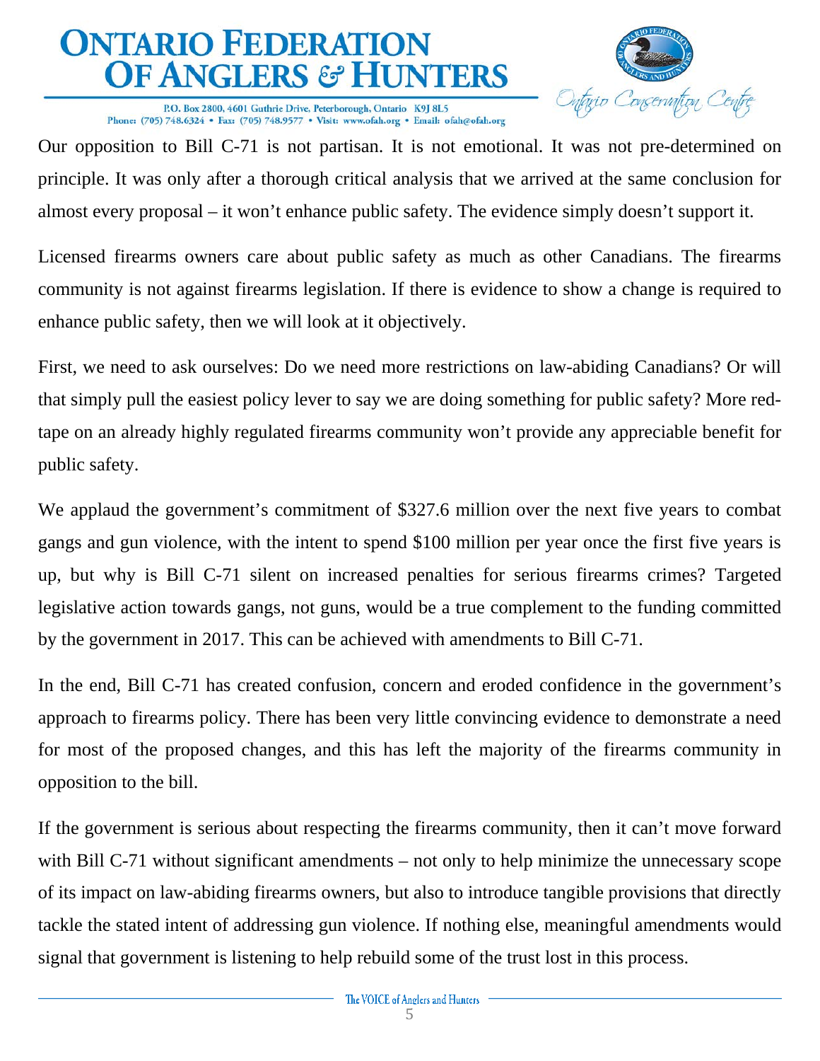Our opposition to Bill C-71 is not partisan. It is not emotional. It was not pre-determined on principle. It was only after a thorough critical analysis that we arrived at the same conclusion for almost every proposal – it won't enhance public safety. The evidence simply doesn't support it.

Licensed firearms owners care about public safety as much as other Canadians. The firearms community is not against firearms legislation. If there is evidence to show a change is required to enhance public safety, then we will look at it objectively.

First, we need to ask ourselves: Do we need more restrictions on law-abiding Canadians? Or will that simply pull the easiest policy lever to say we are doing something for public safety? More red-tape on an already highly regulated firearms community won't provide any appreciable benefit for public safety.

We applaud the government's commitment of $327.6 million over the next five years to combat gangs and gun violence, with the intent to spend $100 million per year once the first five years is up, but why is Bill C-71 silent on increased penalties for serious firearms crimes? Targeted legislative action towards gangs, not guns, would be a true complement to the funding committed by the government in 2017. This can be achieved with amendments to Bill C-71.

In the end, Bill C-71 has created confusion, concern and eroded confidence in the government's approach to firearms policy. There has been very little convincing evidence to demonstrate a need for most of the proposed changes, and this has left the majority of the firearms community in opposition to the bill.

If the government is serious about respecting the firearms community, then it can't move forward with Bill C-71 without significant amendments – not only to help minimize the unnecessary scope of its impact on law-abiding firearms owners, but also to introduce tangible provisions that directly tackle the stated intent of addressing gun violence. If nothing else, meaningful amendments would signal that government is listening to help rebuild some of the trust lost in this process.